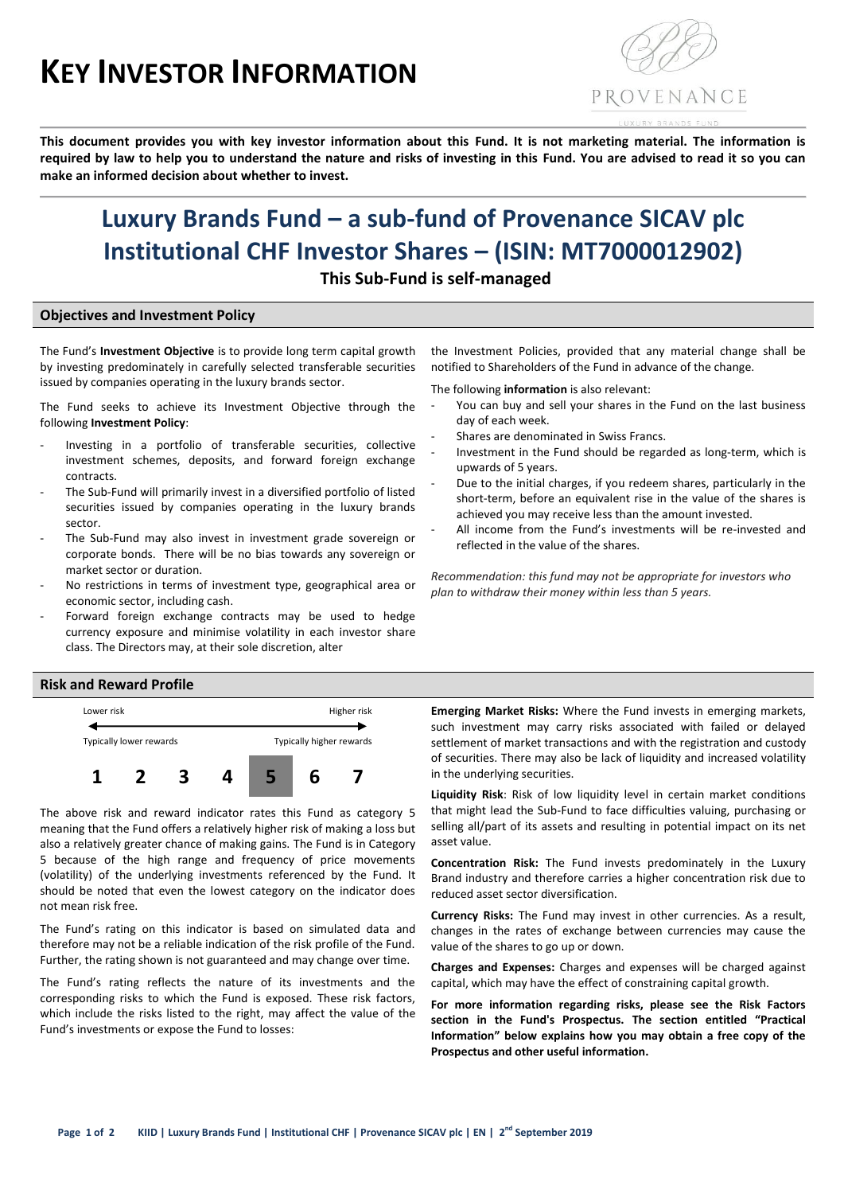# KEY INVESTOR INFORMATION

PROVENANCE

**This document provides you with key investor information about this Fund. It is not marketing material. The information is required by law to help you to understand the nature and risks of investing in this Fund. You are advised to read it so you can make an informed decision about whether to invest.**

# Luxury Brands Fund – a sub-fund of Provenance SICAV plc
# Institutional CHF Investor Shares – (ISIN: MT7000012902)

**This Sub-Fund is self-managed**

## Objectives and Investment Policy

The Fund's **Investment Objective** is to provide long term capital growth by investing predominately in carefully selected transferable securities issued by companies operating in the luxury brands sector.

The Fund seeks to achieve its Investment Objective through the following **Investment Policy**:

- Investing in a portfolio of transferable securities, collective investment schemes, deposits, and forward foreign exchange contracts.
- The Sub-Fund will primarily invest in a diversified portfolio of listed securities issued by companies operating in the luxury brands sector.
- The Sub-Fund may also invest in investment grade sovereign or corporate bonds. There will be no bias towards any sovereign or market sector or duration.
- No restrictions in terms of investment type, geographical area or economic sector, including cash.
- Forward foreign exchange contracts may be used to hedge currency exposure and minimise volatility in each investor share class. The Directors may, at their sole discretion, alter the Investment Policies, provided that any material change shall be notified to Shareholders of the Fund in advance of the change.

The following **information** is also relevant:

- You can buy and sell your shares in the Fund on the last business day of each week.
- Shares are denominated in Swiss Francs.
- Investment in the Fund should be regarded as long-term, which is upwards of 5 years.
- Due to the initial charges, if you redeem shares, particularly in the short-term, before an equivalent rise in the value of the shares is achieved you may receive less than the amount invested.
- All income from the Fund's investments will be re-invested and reflected in the value of the shares.

*Recommendation: this fund may not be appropriate for investors who plan to withdraw their money within less than 5 years.*

## Risk and Reward Profile

| Lower risk | | | | | | Higher risk |
|---|---|---|---|---|---|---|
| Typically lower rewards | | | | | | Typically higher rewards |
| 1 | 2 | 3 | 4 | **5** | 6 | 7 |

The above risk and reward indicator rates this Fund as category 5 meaning that the Fund offers a relatively higher risk of making a loss but also a relatively greater chance of making gains. The Fund is in Category 5 because of the high range and frequency of price movements (volatility) of the underlying investments referenced by the Fund. It should be noted that even the lowest category on the indicator does not mean risk free.

The Fund's rating on this indicator is based on simulated data and therefore may not be a reliable indication of the risk profile of the Fund. Further, the rating shown is not guaranteed and may change over time.

The Fund's rating reflects the nature of its investments and the corresponding risks to which the Fund is exposed. These risk factors, which include the risks listed to the right, may affect the value of the Fund's investments or expose the Fund to losses:

**Emerging Market Risks:** Where the Fund invests in emerging markets, such investment may carry risks associated with failed or delayed settlement of market transactions and with the registration and custody of securities. There may also be lack of liquidity and increased volatility in the underlying securities.

**Liquidity Risk**: Risk of low liquidity level in certain market conditions that might lead the Sub-Fund to face difficulties valuing, purchasing or selling all/part of its assets and resulting in potential impact on its net asset value.

**Concentration Risk:** The Fund invests predominately in the Luxury Brand industry and therefore carries a higher concentration risk due to reduced asset sector diversification.

**Currency Risks:** The Fund may invest in other currencies. As a result, changes in the rates of exchange between currencies may cause the value of the shares to go up or down.

**Charges and Expenses:** Charges and expenses will be charged against capital, which may have the effect of constraining capital growth.

**For more information regarding risks, please see the Risk Factors section in the Fund's Prospectus. The section entitled "Practical Information" below explains how you may obtain a free copy of the Prospectus and other useful information.**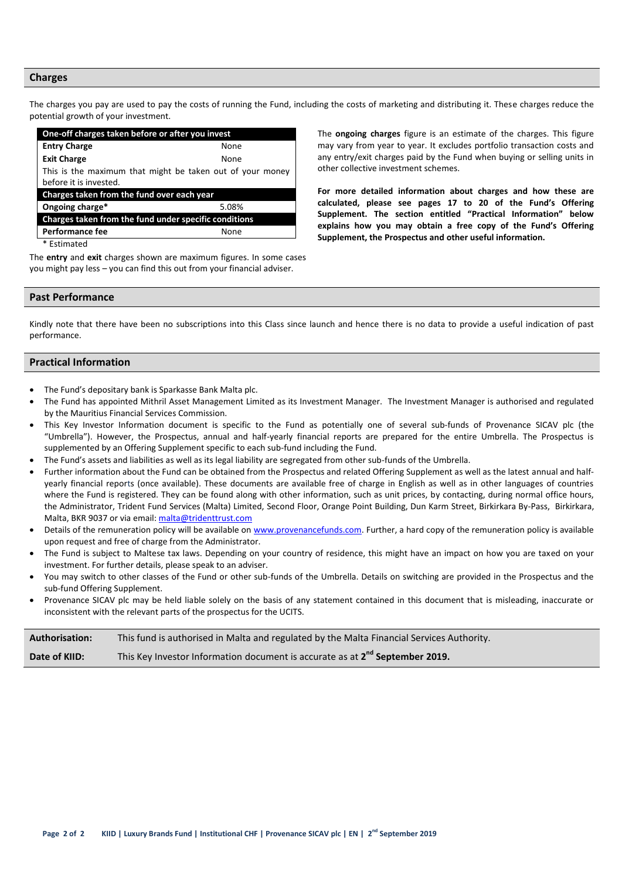## Charges

The charges you pay are used to pay the costs of running the Fund, including the costs of marketing and distributing it. These charges reduce the potential growth of your investment.

| One-off charges taken before or after you invest | |
|---|---|
| **Entry Charge** | None |
| **Exit Charge** | None |
| This is the maximum that might be taken out of your money before it is invested. | |
| **Charges taken from the fund over each year** | |
| **Ongoing charge*** | 5.08% |
| **Charges taken from the fund under specific conditions** | |
| **Performance fee** | None |

* Estimated

The **entry** and **exit** charges shown are maximum figures. In some cases you might pay less – you can find this out from your financial adviser.

The **ongoing charges** figure is an estimate of the charges. This figure may vary from year to year. It excludes portfolio transaction costs and any entry/exit charges paid by the Fund when buying or selling units in other collective investment schemes.

**For more detailed information about charges and how these are calculated, please see pages 17 to 20 of the Fund's Offering Supplement. The section entitled "Practical Information" below explains how you may obtain a free copy of the Fund's Offering Supplement, the Prospectus and other useful information.**

## Past Performance

Kindly note that there have been no subscriptions into this Class since launch and hence there is no data to provide a useful indication of past performance.

## Practical Information

- The Fund's depositary bank is Sparkasse Bank Malta plc.
- The Fund has appointed Mithril Asset Management Limited as its Investment Manager. The Investment Manager is authorised and regulated by the Mauritius Financial Services Commission.
- This Key Investor Information document is specific to the Fund as potentially one of several sub-funds of Provenance SICAV plc (the "Umbrella"). However, the Prospectus, annual and half-yearly financial reports are prepared for the entire Umbrella. The Prospectus is supplemented by an Offering Supplement specific to each sub-fund including the Fund.
- The Fund's assets and liabilities as well as its legal liability are segregated from other sub-funds of the Umbrella.
- Further information about the Fund can be obtained from the Prospectus and related Offering Supplement as well as the latest annual and half-yearly financial reports (once available). These documents are available free of charge in English as well as in other languages of countries where the Fund is registered. They can be found along with other information, such as unit prices, by contacting, during normal office hours, the Administrator, Trident Fund Services (Malta) Limited, Second Floor, Orange Point Building, Dun Karm Street, Birkirkara By-Pass, Birkirkara, Malta, BKR 9037 or via email: malta@tridenttrust.com
- Details of the remuneration policy will be available on www.provenancefunds.com. Further, a hard copy of the remuneration policy is available upon request and free of charge from the Administrator.
- The Fund is subject to Maltese tax laws. Depending on your country of residence, this might have an impact on how you are taxed on your investment. For further details, please speak to an adviser.
- You may switch to other classes of the Fund or other sub-funds of the Umbrella. Details on switching are provided in the Prospectus and the sub-fund Offering Supplement.
- Provenance SICAV plc may be held liable solely on the basis of any statement contained in this document that is misleading, inaccurate or inconsistent with the relevant parts of the prospectus for the UCITS.

| | |
|---|---|
| **Authorisation:** | This fund is authorised in Malta and regulated by the Malta Financial Services Authority. |
| **Date of KIID:** | This Key Investor Information document is accurate as at **2nd September 2019.** |